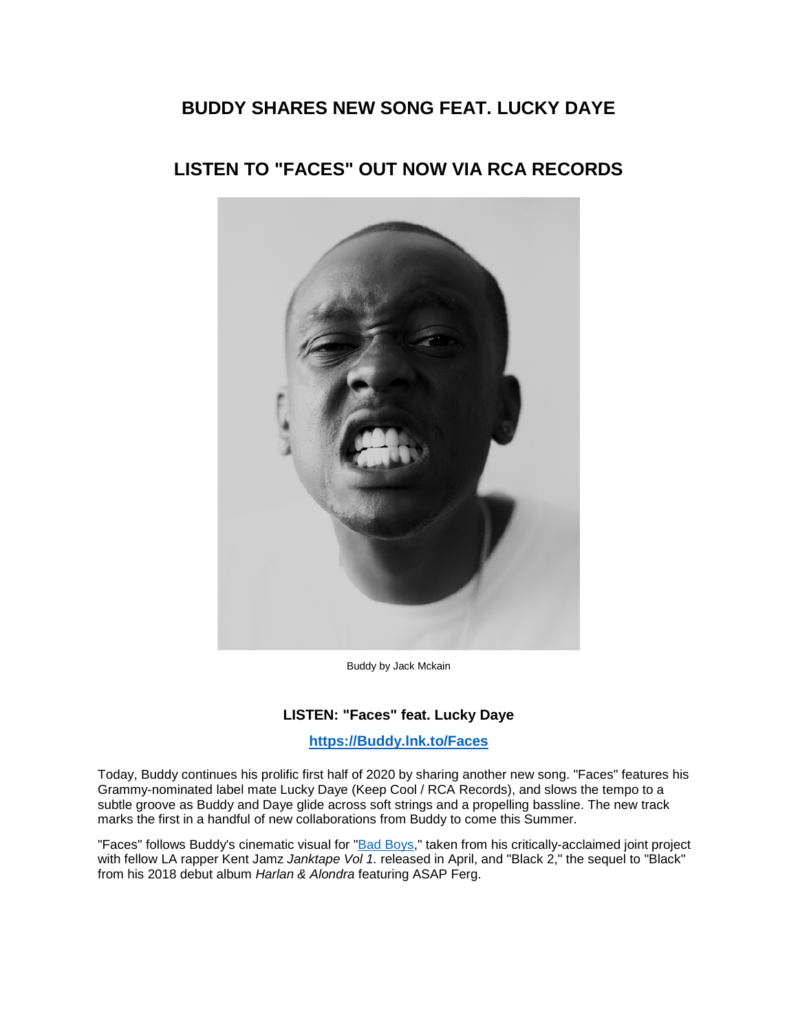# BUDDY SHARES NEW SONG FEAT. LUCKY DAYE

## LISTEN TO "FACES" OUT NOW VIA RCA RECORDS

Buddy by Jack Mckain

**LISTEN: "Faces" feat. Lucky Daye**

**https://Buddy.lnk.to/Faces**

Today, Buddy continues his prolific first half of 2020 by sharing another new song. "Faces" features his Grammy-nominated label mate Lucky Daye (Keep Cool / RCA Records), and slows the tempo to a subtle groove as Buddy and Daye glide across soft strings and a propelling bassline. The new track marks the first in a handful of new collaborations from Buddy to come this Summer.

"Faces" follows Buddy's cinematic visual for "Bad Boys," taken from his critically-acclaimed joint project with fellow LA rapper Kent Jamz *Janktape Vol 1.* released in April, and "Black 2," the sequel to "Black" from his 2018 debut album *Harlan & Alondra* featuring ASAP Ferg.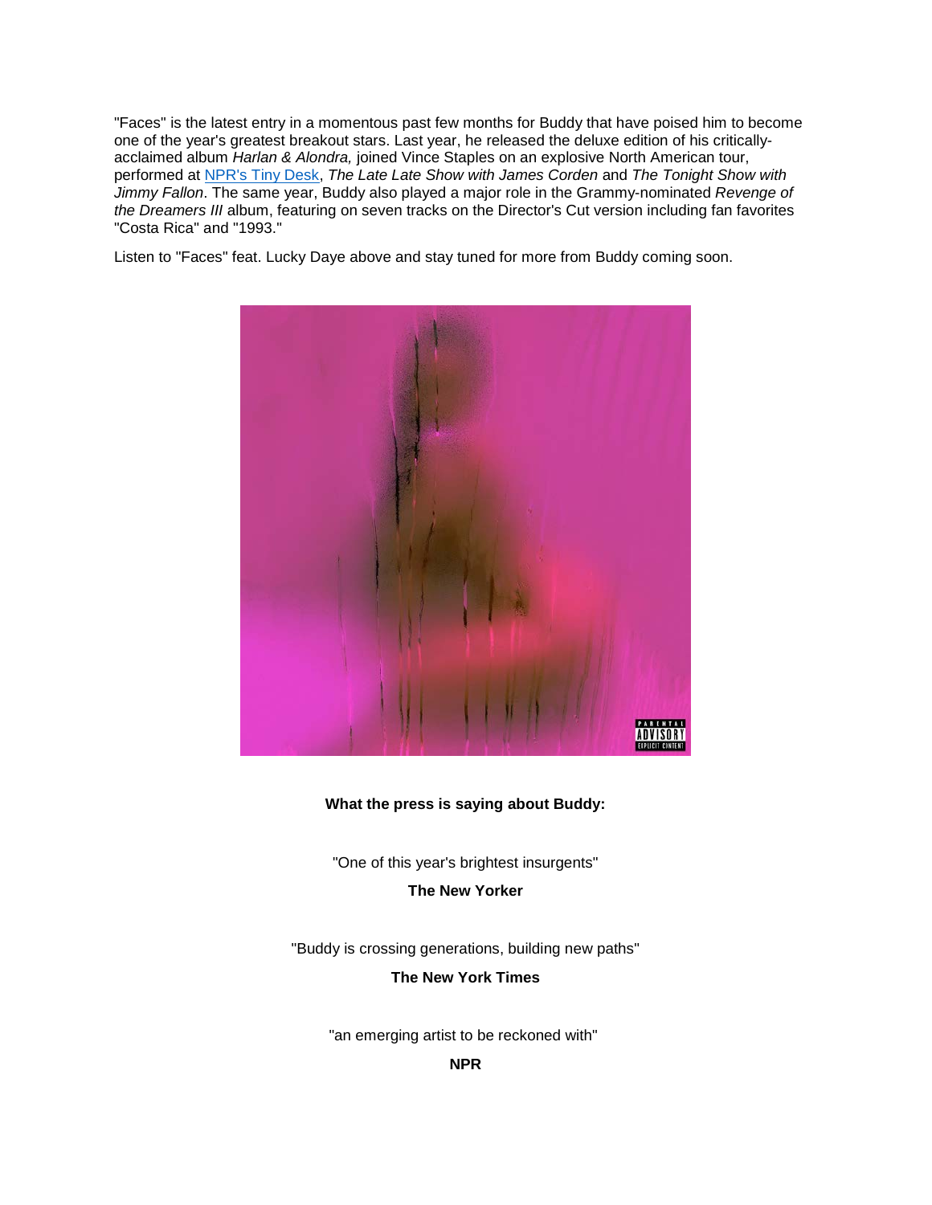"Faces" is the latest entry in a momentous past few months for Buddy that have poised him to become one of the year's greatest breakout stars. Last year, he released the deluxe edition of his critically-acclaimed album *Harlan & Alondra,* joined Vince Staples on an explosive North American tour, performed at [NPR's Tiny Desk](), *The Late Late Show with James Corden* and *The Tonight Show with Jimmy Fallon*. The same year, Buddy also played a major role in the Grammy-nominated *Revenge of the Dreamers III* album, featuring on seven tracks on the Director's Cut version including fan favorites "Costa Rica" and "1993."

Listen to "Faces" feat. Lucky Daye above and stay tuned for more from Buddy coming soon.

**What the press is saying about Buddy:**

"One of this year's brightest insurgents"

**The New Yorker**

"Buddy is crossing generations, building new paths"

**The New York Times**

"an emerging artist to be reckoned with"

**NPR**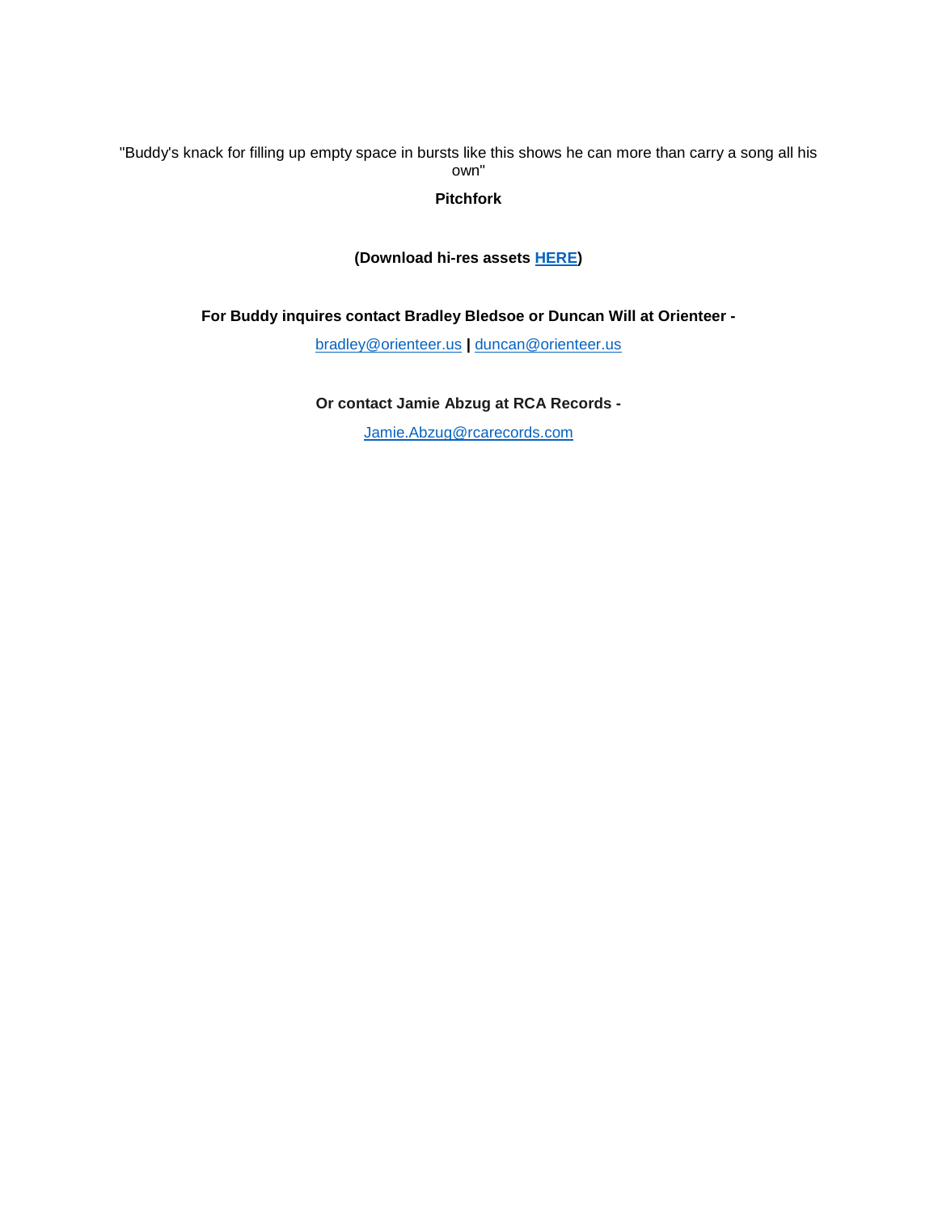"Buddy's knack for filling up empty space in bursts like this shows he can more than carry a song all his own"

**Pitchfork**

**(Download hi-res assets HERE)**

**For Buddy inquires contact Bradley Bledsoe or Duncan Will at Orienteer -**

bradley@orienteer.us **|** duncan@orienteer.us

**Or contact Jamie Abzug at RCA Records -**

Jamie.Abzug@rcarecords.com